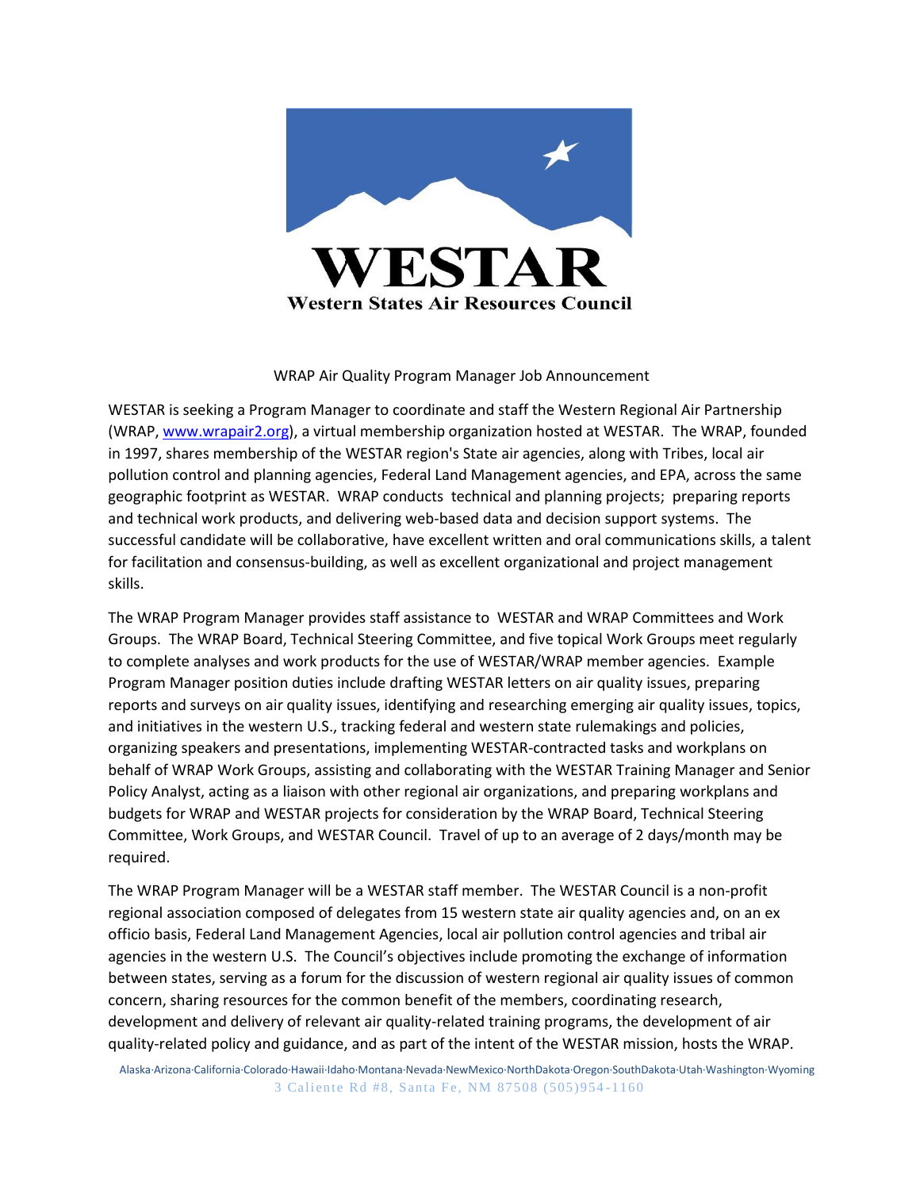# WESTAR

**Western States Air Resources Council**

WRAP Air Quality Program Manager Job Announcement

WESTAR is seeking a Program Manager to coordinate and staff the Western Regional Air Partnership (WRAP, www.wrapair2.org), a virtual membership organization hosted at WESTAR. The WRAP, founded in 1997, shares membership of the WESTAR region's State air agencies, along with Tribes, local air pollution control and planning agencies, Federal Land Management agencies, and EPA, across the same geographic footprint as WESTAR. WRAP conducts technical and planning projects; preparing reports and technical work products, and delivering web-based data and decision support systems. The successful candidate will be collaborative, have excellent written and oral communications skills, a talent for facilitation and consensus-building, as well as excellent organizational and project management skills.

The WRAP Program Manager provides staff assistance to WESTAR and WRAP Committees and Work Groups. The WRAP Board, Technical Steering Committee, and five topical Work Groups meet regularly to complete analyses and work products for the use of WESTAR/WRAP member agencies. Example Program Manager position duties include drafting WESTAR letters on air quality issues, preparing reports and surveys on air quality issues, identifying and researching emerging air quality issues, topics, and initiatives in the western U.S., tracking federal and western state rulemakings and policies, organizing speakers and presentations, implementing WESTAR-contracted tasks and workplans on behalf of WRAP Work Groups, assisting and collaborating with the WESTAR Training Manager and Senior Policy Analyst, acting as a liaison with other regional air organizations, and preparing workplans and budgets for WRAP and WESTAR projects for consideration by the WRAP Board, Technical Steering Committee, Work Groups, and WESTAR Council. Travel of up to an average of 2 days/month may be required.

The WRAP Program Manager will be a WESTAR staff member. The WESTAR Council is a non-profit regional association composed of delegates from 15 western state air quality agencies and, on an ex officio basis, Federal Land Management Agencies, local air pollution control agencies and tribal air agencies in the western U.S. The Council's objectives include promoting the exchange of information between states, serving as a forum for the discussion of western regional air quality issues of common concern, sharing resources for the common benefit of the members, coordinating research, development and delivery of relevant air quality-related training programs, the development of air quality-related policy and guidance, and as part of the intent of the WESTAR mission, hosts the WRAP.

Alaska·Arizona·California·Colorado·Hawaii·Idaho·Montana·Nevada·NewMexico·NorthDakota·Oregon·SouthDakota·Utah·Washington·Wyoming
3 Caliente Rd #8, Santa Fe, NM 87508 (505)954-1160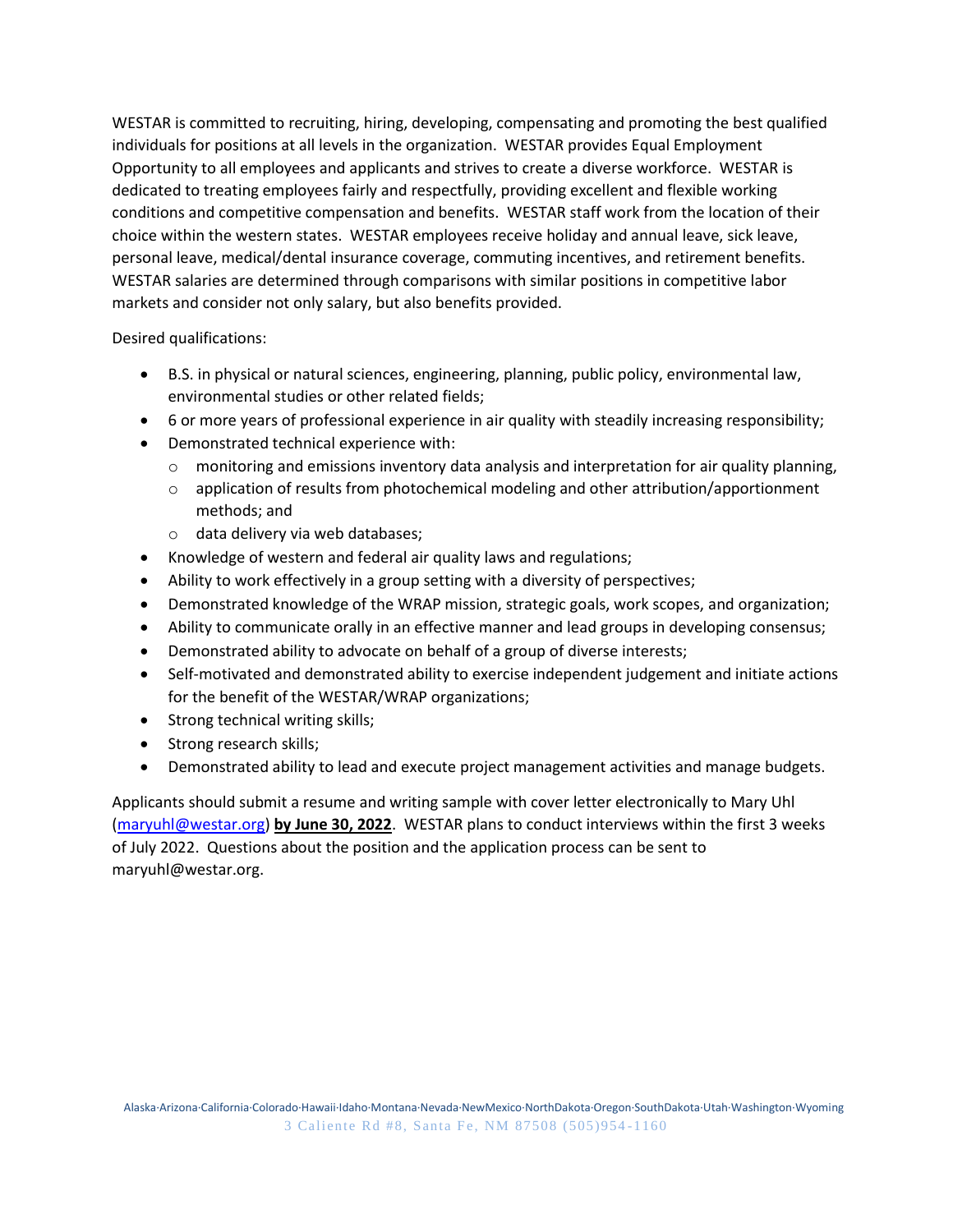WESTAR is committed to recruiting, hiring, developing, compensating and promoting the best qualified individuals for positions at all levels in the organization. WESTAR provides Equal Employment Opportunity to all employees and applicants and strives to create a diverse workforce. WESTAR is dedicated to treating employees fairly and respectfully, providing excellent and flexible working conditions and competitive compensation and benefits. WESTAR staff work from the location of their choice within the western states. WESTAR employees receive holiday and annual leave, sick leave, personal leave, medical/dental insurance coverage, commuting incentives, and retirement benefits. WESTAR salaries are determined through comparisons with similar positions in competitive labor markets and consider not only salary, but also benefits provided.

Desired qualifications:

- B.S. in physical or natural sciences, engineering, planning, public policy, environmental law, environmental studies or other related fields;
- 6 or more years of professional experience in air quality with steadily increasing responsibility;
- Demonstrated technical experience with:
  - monitoring and emissions inventory data analysis and interpretation for air quality planning,
  - application of results from photochemical modeling and other attribution/apportionment methods; and
  - data delivery via web databases;
- Knowledge of western and federal air quality laws and regulations;
- Ability to work effectively in a group setting with a diversity of perspectives;
- Demonstrated knowledge of the WRAP mission, strategic goals, work scopes, and organization;
- Ability to communicate orally in an effective manner and lead groups in developing consensus;
- Demonstrated ability to advocate on behalf of a group of diverse interests;
- Self-motivated and demonstrated ability to exercise independent judgement and initiate actions for the benefit of the WESTAR/WRAP organizations;
- Strong technical writing skills;
- Strong research skills;
- Demonstrated ability to lead and execute project management activities and manage budgets.

Applicants should submit a resume and writing sample with cover letter electronically to Mary Uhl (maryuhl@westar.org) **by June 30, 2022**. WESTAR plans to conduct interviews within the first 3 weeks of July 2022. Questions about the position and the application process can be sent to maryuhl@westar.org.